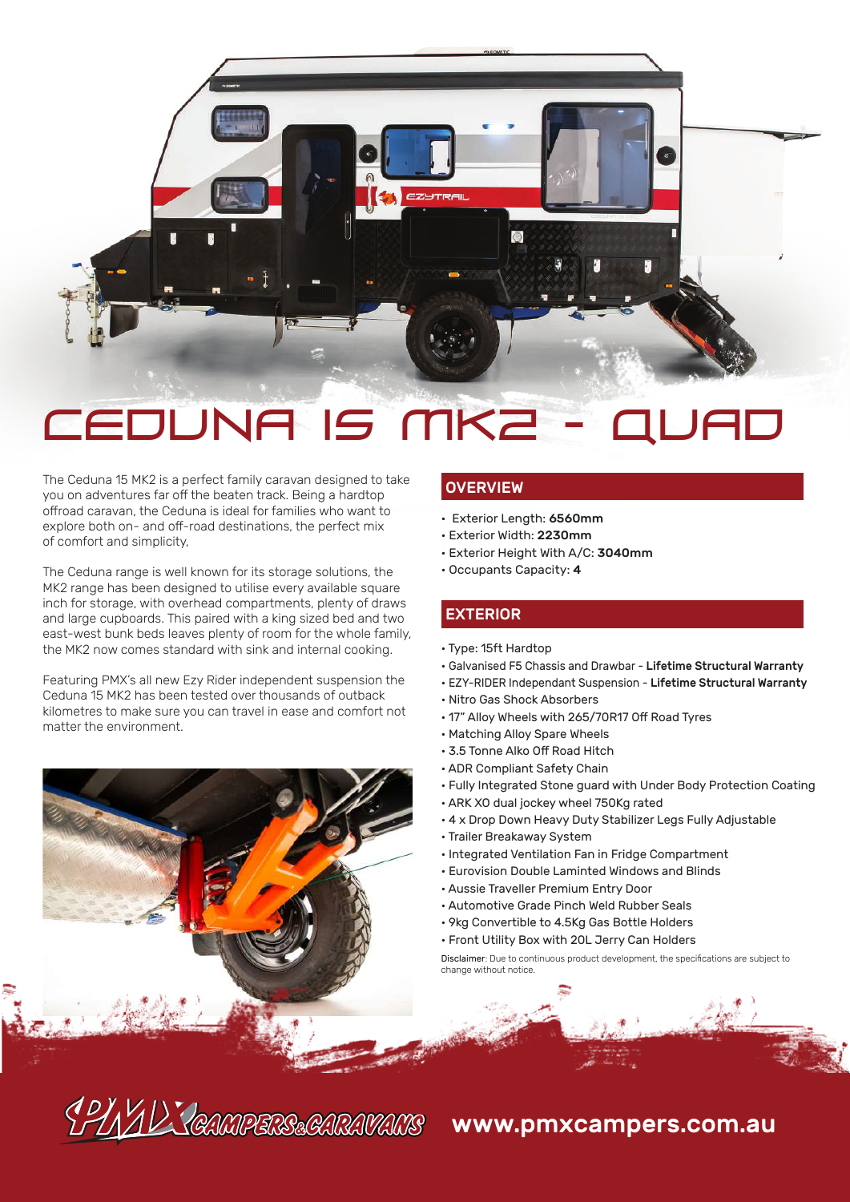# CEDUNA 15 MK2 - QUAD

The Ceduna 15 MK2 is a perfect family caravan designed to take you on adventures far off the beaten track. Being a hardtop offroad caravan, the Ceduna is ideal for families who want to explore both on- and off-road destinations, the perfect mix of comfort and simplicity,

The Ceduna range is well known for its storage solutions, the MK2 range has been designed to utilise every available square inch for storage, with overhead compartments, plenty of draws and large cupboards. This paired with a king sized bed and two east-west bunk beds leaves plenty of room for the whole family, the MK2 now comes standard with sink and internal cooking.

Featuring PMX's all new Ezy Rider independent suspension the Ceduna 15 MK2 has been tested over thousands of outback kilometres to make sure you can travel in ease and comfort not matter the environment.

## OVERVIEW

- Exterior Length: **6560mm**
- Exterior Width: **2230mm**
- Exterior Height With A/C: **3040mm**
- Occupants Capacity: **4**

## EXTERIOR

- Type: 15ft Hardtop
- Galvanised F5 Chassis and Drawbar - **Lifetime Structural Warranty**
- EZY-RIDER Independant Suspension - **Lifetime Structural Warranty**
- Nitro Gas Shock Absorbers
- 17" Alloy Wheels with 265/70R17 Off Road Tyres
- Matching Alloy Spare Wheels
- 3.5 Tonne Alko Off Road Hitch
- ADR Compliant Safety Chain
- Fully Integrated Stone guard with Under Body Protection Coating
- ARK XO dual jockey wheel 750Kg rated
- 4 x Drop Down Heavy Duty Stabilizer Legs Fully Adjustable
- Trailer Breakaway System
- Integrated Ventilation Fan in Fridge Compartment
- Eurovision Double Laminted Windows and Blinds
- Aussie Traveller Premium Entry Door
- Automotive Grade Pinch Weld Rubber Seals
- 9kg Convertible to 4.5Kg Gas Bottle Holders
- Front Utility Box with 20L Jerry Can Holders

Disclaimer: Due to continuous product development, the specifications are subject to change without notice.

PMX CAMPERS & CARAVANS **www.pmxcampers.com.au**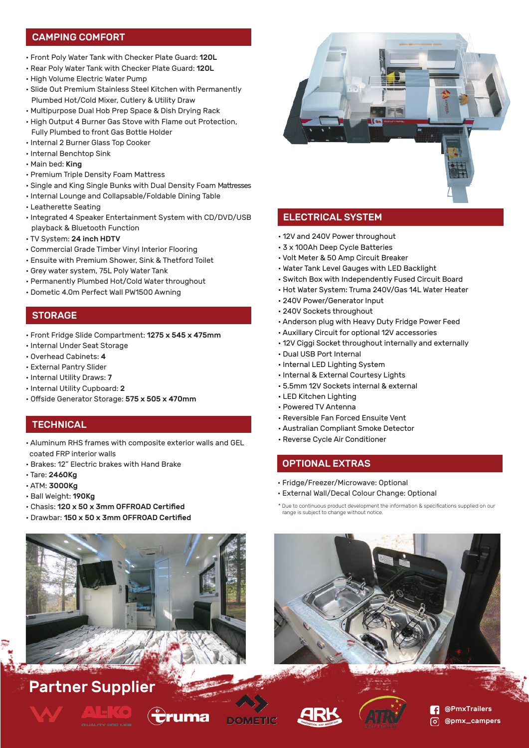## CAMPING COMFORT

- Front Poly Water Tank with Checker Plate Guard: **120L**
- Rear Poly Water Tank with Checker Plate Guard: **120L**
- High Volume Electric Water Pump
- Slide Out Premium Stainless Steel Kitchen with Permanently Plumbed Hot/Cold Mixer, Cutlery & Utility Draw
- Multipurpose Dual Hob Prep Space & Dish Drying Rack
- High Output 4 Burner Gas Stove with Flame out Protection, Fully Plumbed to front Gas Bottle Holder
- Internal 2 Burner Glass Top Cooker
- Internal Benchtop Sink
- Main bed: **King**
- Premium Triple Density Foam Mattress
- Single and King Single Bunks with Dual Density Foam Mattresses
- Internal Lounge and Collapsable/Foldable Dining Table
- Leatherette Seating
- Integrated 4 Speaker Entertainment System with CD/DVD/USB playback & Bluetooth Function
- TV System: **24 inch HDTV**
- Commercial Grade Timber Vinyl Interior Flooring
- Ensuite with Premium Shower, Sink & Thetford Toilet
- Grey water system, 75L Poly Water Tank
- Permanently Plumbed Hot/Cold Water throughout
- Dometic 4.0m Perfect Wall PW1500 Awning

## STORAGE

- Front Fridge Slide Compartment: **1275 x 545 x 475mm**
- Internal Under Seat Storage
- Overhead Cabinets: **4**
- External Pantry Slider
- Internal Utility Draws: **7**
- Internal Utility Cupboard: **2**
- Offside Generator Storage: **575 x 505 x 470mm**

## TECHNICAL

- Aluminum RHS frames with composite exterior walls and GEL coated FRP interior walls
- Brakes: 12" Electric brakes with Hand Brake
- Tare: **2460Kg**
- ATM: **3000Kg**
- Ball Weight: **190Kg**
- Chasis: **120 x 50 x 3mm OFFROAD Certified**
- Drawbar: **150 x 50 x 3mm OFFROAD Certified**

## ELECTRICAL SYSTEM

- 12V and 240V Power throughout
- 3 x 100Ah Deep Cycle Batteries
- Volt Meter & 50 Amp Circuit Breaker
- Water Tank Level Gauges with LED Backlight
- Switch Box with Independently Fused Circuit Board
- Hot Water System: Truma 240V/Gas 14L Water Heater
- 240V Power/Generator Input
- 240V Sockets throughout
- Anderson plug with Heavy Duty Fridge Power Feed
- Auxillary Circuit for optional 12V accessories
- 12V Ciggi Socket throughout internally and externally
- Dual USB Port Internal
- Internal LED Lighting System
- Internal & External Courtesy Lights
- 5.5mm 12V Sockets internal & external
- LED Kitchen Lighting
- Powered TV Antenna
- Reversible Fan Forced Ensuite Vent
- Australian Compliant Smoke Detector
- Reverse Cycle Air Conditioner

## OPTIONAL EXTRAS

- Fridge/Freezer/Microwave: Optional
- External Wall/Decal Colour Change: Optional

\* Due to continuous product development the information & specifications supplied on our range is subject to change without notice.

## Partner Supplier

AL-KO · truma · DOMETIC · ARK · ATRV

@PmxTrailers
@pmx_campers